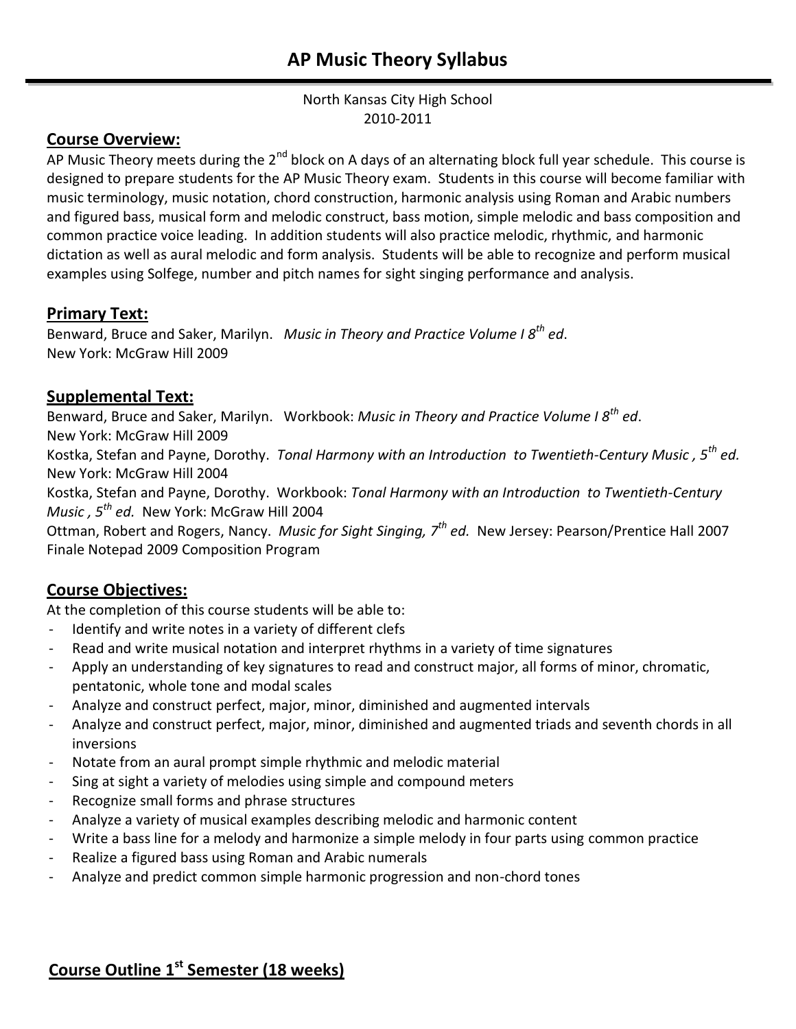# AP Music Theory Syllabus

North Kansas City High School
2010-2011

## Course Overview:

AP Music Theory meets during the 2nd block on A days of an alternating block full year schedule. This course is designed to prepare students for the AP Music Theory exam. Students in this course will become familiar with music terminology, music notation, chord construction, harmonic analysis using Roman and Arabic numbers and figured bass, musical form and melodic construct, bass motion, simple melodic and bass composition and common practice voice leading. In addition students will also practice melodic, rhythmic, and harmonic dictation as well as aural melodic and form analysis. Students will be able to recognize and perform musical examples using Solfege, number and pitch names for sight singing performance and analysis.

## Primary Text:

Benward, Bruce and Saker, Marilyn. *Music in Theory and Practice Volume I 8th ed*.
New York: McGraw Hill 2009

## Supplemental Text:

Benward, Bruce and Saker, Marilyn. Workbook: *Music in Theory and Practice Volume I 8th ed*.
New York: McGraw Hill 2009
Kostka, Stefan and Payne, Dorothy. *Tonal Harmony with an Introduction to Twentieth-Century Music , 5th ed.* New York: McGraw Hill 2004
Kostka, Stefan and Payne, Dorothy. Workbook: *Tonal Harmony with an Introduction to Twentieth-Century Music , 5th ed.* New York: McGraw Hill 2004
Ottman, Robert and Rogers, Nancy. *Music for Sight Singing, 7th ed.* New Jersey: Pearson/Prentice Hall 2007
Finale Notepad 2009 Composition Program

## Course Objectives:

At the completion of this course students will be able to:

- Identify and write notes in a variety of different clefs
- Read and write musical notation and interpret rhythms in a variety of time signatures
- Apply an understanding of key signatures to read and construct major, all forms of minor, chromatic, pentatonic, whole tone and modal scales
- Analyze and construct perfect, major, minor, diminished and augmented intervals
- Analyze and construct perfect, major, minor, diminished and augmented triads and seventh chords in all inversions
- Notate from an aural prompt simple rhythmic and melodic material
- Sing at sight a variety of melodies using simple and compound meters
- Recognize small forms and phrase structures
- Analyze a variety of musical examples describing melodic and harmonic content
- Write a bass line for a melody and harmonize a simple melody in four parts using common practice
- Realize a figured bass using Roman and Arabic numerals
- Analyze and predict common simple harmonic progression and non-chord tones

## Course Outline 1st Semester (18 weeks)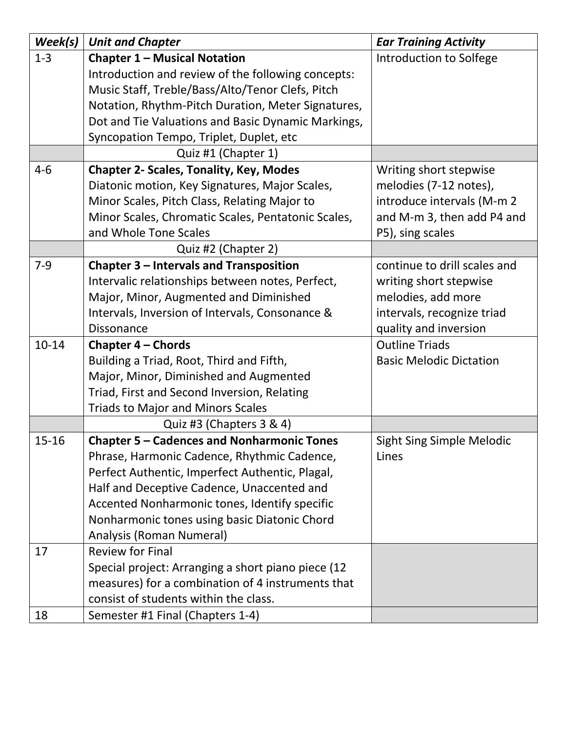| *Week(s)* | *Unit and Chapter* | *Ear Training Activity* |
|---|---|---|
| 1-3 | **Chapter 1 – Musical Notation** Introduction and review of the following concepts: Music Staff, Treble/Bass/Alto/Tenor Clefs, Pitch Notation, Rhythm-Pitch Duration, Meter Signatures, Dot and Tie Valuations and Basic Dynamic Markings, Syncopation Tempo, Triplet, Duplet, etc | Introduction to Solfege |
| | Quiz #1 (Chapter 1) | |
| 4-6 | **Chapter 2- Scales, Tonality, Key, Modes** Diatonic motion, Key Signatures, Major Scales, Minor Scales, Pitch Class, Relating Major to Minor Scales, Chromatic Scales, Pentatonic Scales, and Whole Tone Scales | Writing short stepwise melodies (7-12 notes), introduce intervals (M-m 2 and M-m 3, then add P4 and P5), sing scales |
| | Quiz #2 (Chapter 2) | |
| 7-9 | **Chapter 3 – Intervals and Transposition** Intervalic relationships between notes, Perfect, Major, Minor, Augmented and Diminished Intervals, Inversion of Intervals, Consonance & Dissonance | continue to drill scales and writing short stepwise melodies, add more intervals, recognize triad quality and inversion |
| 10-14 | **Chapter 4 – Chords** Building a Triad, Root, Third and Fifth, Major, Minor, Diminished and Augmented Triad, First and Second Inversion, Relating Triads to Major and Minors Scales | Outline Triads Basic Melodic Dictation |
| | Quiz #3 (Chapters 3 & 4) | |
| 15-16 | **Chapter 5 – Cadences and Nonharmonic Tones** Phrase, Harmonic Cadence, Rhythmic Cadence, Perfect Authentic, Imperfect Authentic, Plagal, Half and Deceptive Cadence, Unaccented and Accented Nonharmonic tones, Identify specific Nonharmonic tones using basic Diatonic Chord Analysis (Roman Numeral) | Sight Sing Simple Melodic Lines |
| 17 | Review for Final Special project: Arranging a short piano piece (12 measures) for a combination of 4 instruments that consist of students within the class. | |
| 18 | Semester #1 Final (Chapters 1-4) | |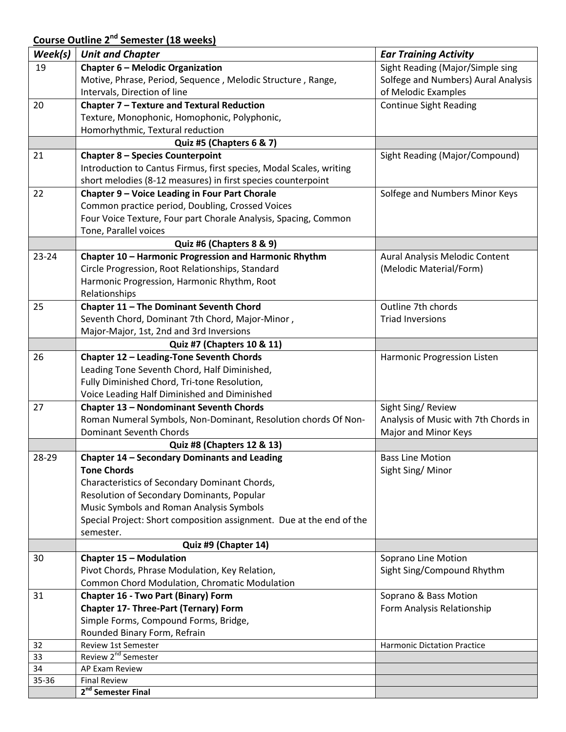## Course Outline 2nd Semester (18 weeks)

| *Week(s)* | *Unit and Chapter* | *Ear Training Activity* |
|---|---|---|
| 19 | **Chapter 6 – Melodic Organization**<br>Motive, Phrase, Period, Sequence , Melodic Structure , Range, Intervals, Direction of line | Sight Reading (Major/Simple sing Solfege and Numbers) Aural Analysis of Melodic Examples |
| 20 | **Chapter 7 – Texture and Textural Reduction**<br>Texture, Monophonic, Homophonic, Polyphonic, Homorhythmic, Textural reduction | Continue Sight Reading |
| | **Quiz #5 (Chapters 6 & 7)** | |
| 21 | **Chapter 8 – Species Counterpoint**<br>Introduction to Cantus Firmus, first species, Modal Scales, writing short melodies (8-12 measures) in first species counterpoint | Sight Reading (Major/Compound) |
| 22 | **Chapter 9 – Voice Leading in Four Part Chorale**<br>Common practice period, Doubling, Crossed Voices<br>Four Voice Texture, Four part Chorale Analysis, Spacing, Common Tone, Parallel voices | Solfege and Numbers Minor Keys |
| | **Quiz #6 (Chapters 8 & 9)** | |
| 23-24 | **Chapter 10 – Harmonic Progression and Harmonic Rhythm**<br>Circle Progression, Root Relationships, Standard Harmonic Progression, Harmonic Rhythm, Root Relationships | Aural Analysis Melodic Content (Melodic Material/Form) |
| 25 | **Chapter 11 – The Dominant Seventh Chord**<br>Seventh Chord, Dominant 7th Chord, Major-Minor , Major-Major, 1st, 2nd and 3rd Inversions | Outline 7th chords<br>Triad Inversions |
| | **Quiz #7 (Chapters 10 & 11)** | |
| 26 | **Chapter 12 – Leading-Tone Seventh Chords**<br>Leading Tone Seventh Chord, Half Diminished, Fully Diminished Chord, Tri-tone Resolution, Voice Leading Half Diminished and Diminished | Harmonic Progression Listen |
| 27 | **Chapter 13 – Nondominant Seventh Chords**<br>Roman Numeral Symbols, Non-Dominant, Resolution chords Of Non-Dominant Seventh Chords | Sight Sing/ Review<br>Analysis of Music with 7th Chords in Major and Minor Keys |
| | **Quiz #8 (Chapters 12 & 13)** | |
| 28-29 | **Chapter 14 – Secondary Dominants and Leading Tone Chords**<br>Characteristics of Secondary Dominant Chords, Resolution of Secondary Dominants, Popular Music Symbols and Roman Analysis Symbols<br>Special Project: Short composition assignment. Due at the end of the semester. | Bass Line Motion<br>Sight Sing/ Minor |
| | **Quiz #9 (Chapter 14)** | |
| 30 | **Chapter 15 – Modulation**<br>Pivot Chords, Phrase Modulation, Key Relation, Common Chord Modulation, Chromatic Modulation | Soprano Line Motion<br>Sight Sing/Compound Rhythm |
| 31 | **Chapter 16 - Two Part (Binary) Form**<br>**Chapter 17- Three-Part (Ternary) Form**<br>Simple Forms, Compound Forms, Bridge, Rounded Binary Form, Refrain | Soprano & Bass Motion<br>Form Analysis Relationship |
| 32 | Review 1st Semester | Harmonic Dictation Practice |
| 33 | Review 2nd Semester | |
| 34 | AP Exam Review | |
| 35-36 | Final Review | |
| | **2nd Semester Final** | |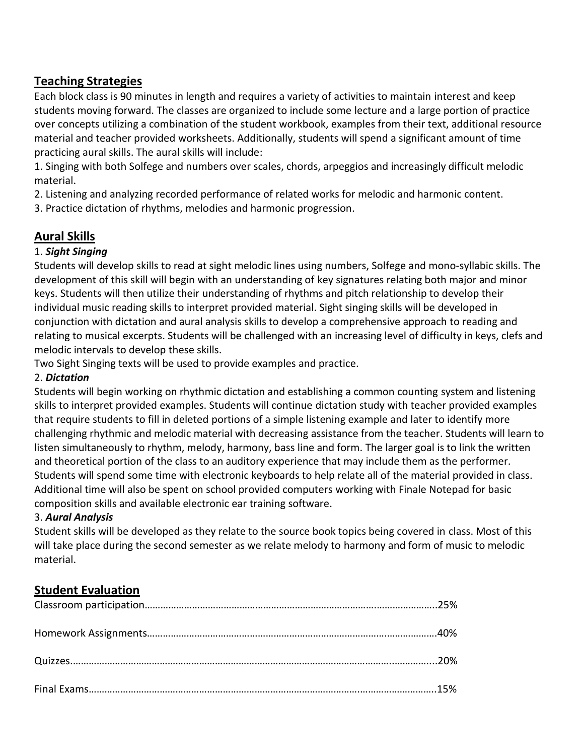## Teaching Strategies

Each block class is 90 minutes in length and requires a variety of activities to maintain interest and keep students moving forward. The classes are organized to include some lecture and a large portion of practice over concepts utilizing a combination of the student workbook, examples from their text, additional resource material and teacher provided worksheets. Additionally, students will spend a significant amount of time practicing aural skills. The aural skills will include:

1. Singing with both Solfege and numbers over scales, chords, arpeggios and increasingly difficult melodic material.
2. Listening and analyzing recorded performance of related works for melodic and harmonic content.
3. Practice dictation of rhythms, melodies and harmonic progression.

## Aural Skills

1. ***Sight Singing***

Students will develop skills to read at sight melodic lines using numbers, Solfege and mono-syllabic skills. The development of this skill will begin with an understanding of key signatures relating both major and minor keys. Students will then utilize their understanding of rhythms and pitch relationship to develop their individual music reading skills to interpret provided material. Sight singing skills will be developed in conjunction with dictation and aural analysis skills to develop a comprehensive approach to reading and relating to musical excerpts. Students will be challenged with an increasing level of difficulty in keys, clefs and melodic intervals to develop these skills.

Two Sight Singing texts will be used to provide examples and practice.

2. ***Dictation***

Students will begin working on rhythmic dictation and establishing a common counting system and listening skills to interpret provided examples. Students will continue dictation study with teacher provided examples that require students to fill in deleted portions of a simple listening example and later to identify more challenging rhythmic and melodic material with decreasing assistance from the teacher. Students will learn to listen simultaneously to rhythm, melody, harmony, bass line and form. The larger goal is to link the written and theoretical portion of the class to an auditory experience that may include them as the performer. Students will spend some time with electronic keyboards to help relate all of the material provided in class. Additional time will also be spent on school provided computers working with Finale Notepad for basic composition skills and available electronic ear training software.

3. ***Aural Analysis***

Student skills will be developed as they relate to the source book topics being covered in class. Most of this will take place during the second semester as we relate melody to harmony and form of music to melodic material.

## Student Evaluation

Classroom participation……………………………………………………………………………………………..25%

Homework Assignments……………………………………………………………………………………………..40%

Quizzes…………………………………………………………………………………………………………………...20%

Final Exams………………………………………………………………………………………………………….….15%